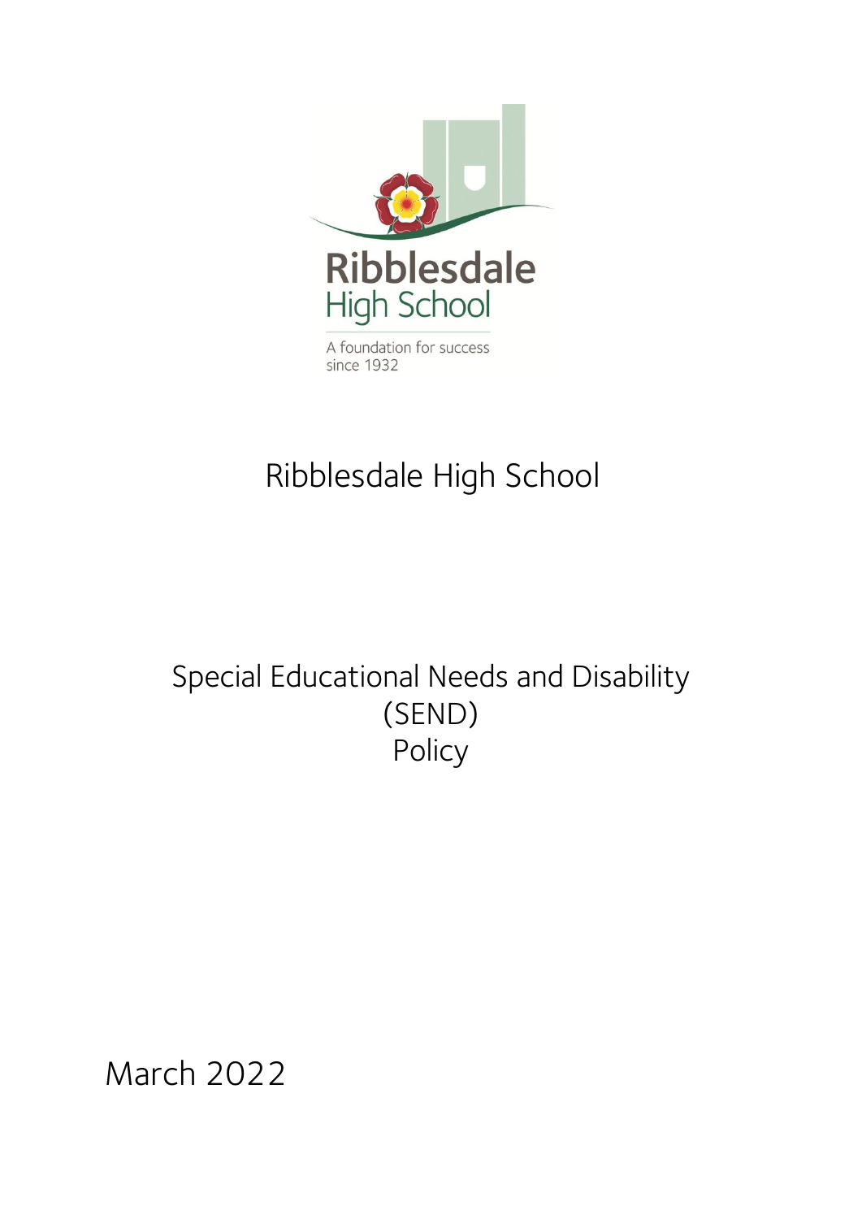Ribblesdale
High School

A foundation for success
since 1932

# Ribblesdale High School

# Special Educational Needs and Disability (SEND) Policy

March 2022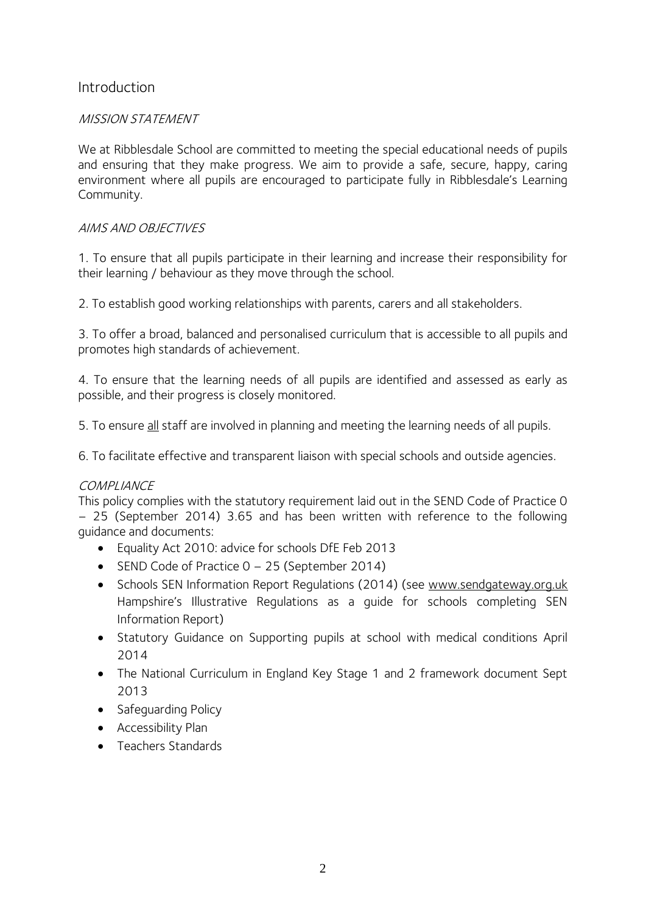## Introduction

*MISSION STATEMENT*

We at Ribblesdale School are committed to meeting the special educational needs of pupils and ensuring that they make progress. We aim to provide a safe, secure, happy, caring environment where all pupils are encouraged to participate fully in Ribblesdale's Learning Community.

*AIMS AND OBJECTIVES*

1. To ensure that all pupils participate in their learning and increase their responsibility for their learning / behaviour as they move through the school.

2. To establish good working relationships with parents, carers and all stakeholders.

3. To offer a broad, balanced and personalised curriculum that is accessible to all pupils and promotes high standards of achievement.

4. To ensure that the learning needs of all pupils are identified and assessed as early as possible, and their progress is closely monitored.

5. To ensure <u>all</u> staff are involved in planning and meeting the learning needs of all pupils.

6. To facilitate effective and transparent liaison with special schools and outside agencies.

*COMPLIANCE*

This policy complies with the statutory requirement laid out in the SEND Code of Practice 0 – 25 (September 2014) 3.65 and has been written with reference to the following guidance and documents:

- Equality Act 2010: advice for schools DfE Feb 2013
- SEND Code of Practice 0 – 25 (September 2014)
- Schools SEN Information Report Regulations (2014) (see www.sendgateway.org.uk Hampshire's Illustrative Regulations as a guide for schools completing SEN Information Report)
- Statutory Guidance on Supporting pupils at school with medical conditions April 2014
- The National Curriculum in England Key Stage 1 and 2 framework document Sept 2013
- Safeguarding Policy
- Accessibility Plan
- Teachers Standards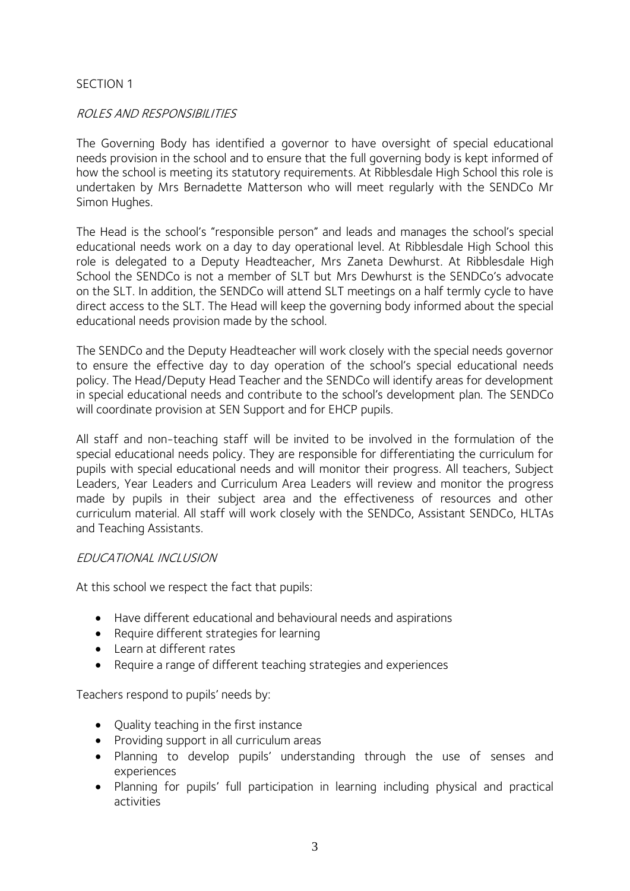SECTION 1

*ROLES AND RESPONSIBILITIES*

The Governing Body has identified a governor to have oversight of special educational needs provision in the school and to ensure that the full governing body is kept informed of how the school is meeting its statutory requirements. At Ribblesdale High School this role is undertaken by Mrs Bernadette Matterson who will meet regularly with the SENDCo Mr Simon Hughes.

The Head is the school's "responsible person" and leads and manages the school's special educational needs work on a day to day operational level. At Ribblesdale High School this role is delegated to a Deputy Headteacher, Mrs Zaneta Dewhurst. At Ribblesdale High School the SENDCo is not a member of SLT but Mrs Dewhurst is the SENDCo's advocate on the SLT. In addition, the SENDCo will attend SLT meetings on a half termly cycle to have direct access to the SLT. The Head will keep the governing body informed about the special educational needs provision made by the school.

The SENDCo and the Deputy Headteacher will work closely with the special needs governor to ensure the effective day to day operation of the school's special educational needs policy. The Head/Deputy Head Teacher and the SENDCo will identify areas for development in special educational needs and contribute to the school's development plan. The SENDCo will coordinate provision at SEN Support and for EHCP pupils.

All staff and non-teaching staff will be invited to be involved in the formulation of the special educational needs policy. They are responsible for differentiating the curriculum for pupils with special educational needs and will monitor their progress. All teachers, Subject Leaders, Year Leaders and Curriculum Area Leaders will review and monitor the progress made by pupils in their subject area and the effectiveness of resources and other curriculum material. All staff will work closely with the SENDCo, Assistant SENDCo, HLTAs and Teaching Assistants.

*EDUCATIONAL INCLUSION*

At this school we respect the fact that pupils:

- Have different educational and behavioural needs and aspirations
- Require different strategies for learning
- Learn at different rates
- Require a range of different teaching strategies and experiences

Teachers respond to pupils' needs by:

- Quality teaching in the first instance
- Providing support in all curriculum areas
- Planning to develop pupils' understanding through the use of senses and experiences
- Planning for pupils' full participation in learning including physical and practical activities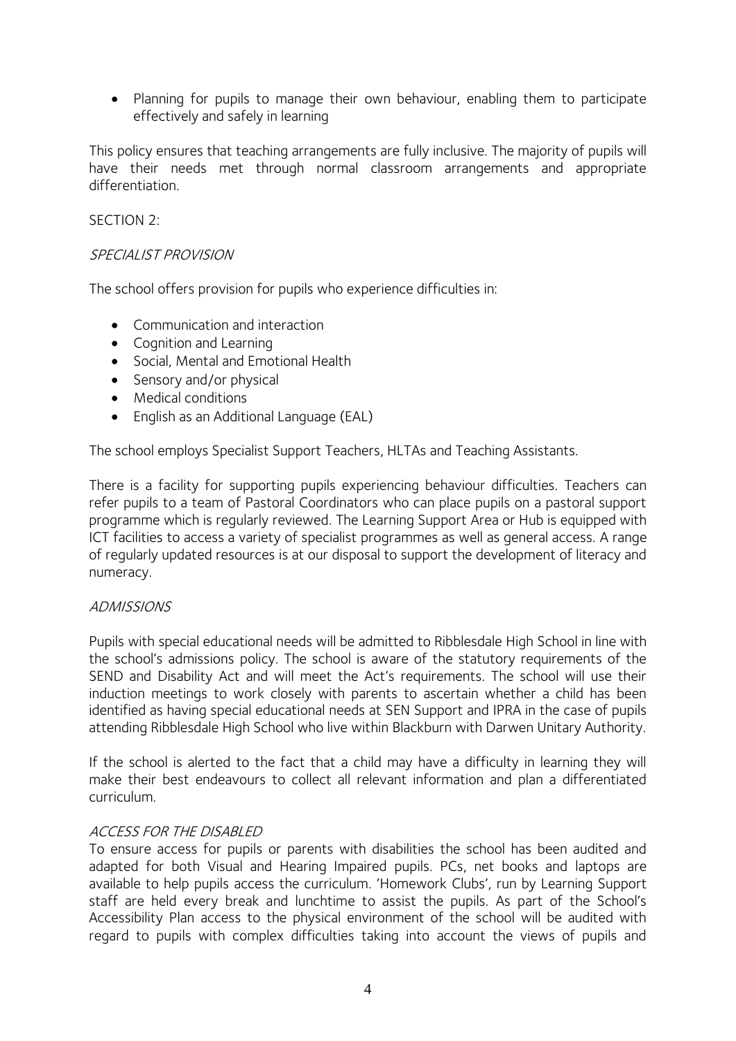- Planning for pupils to manage their own behaviour, enabling them to participate effectively and safely in learning

This policy ensures that teaching arrangements are fully inclusive. The majority of pupils will have their needs met through normal classroom arrangements and appropriate differentiation.

SECTION 2:

*SPECIALIST PROVISION*

The school offers provision for pupils who experience difficulties in:

- Communication and interaction
- Cognition and Learning
- Social, Mental and Emotional Health
- Sensory and/or physical
- Medical conditions
- English as an Additional Language (EAL)

The school employs Specialist Support Teachers, HLTAs and Teaching Assistants.

There is a facility for supporting pupils experiencing behaviour difficulties. Teachers can refer pupils to a team of Pastoral Coordinators who can place pupils on a pastoral support programme which is regularly reviewed. The Learning Support Area or Hub is equipped with ICT facilities to access a variety of specialist programmes as well as general access. A range of regularly updated resources is at our disposal to support the development of literacy and numeracy.

*ADMISSIONS*

Pupils with special educational needs will be admitted to Ribblesdale High School in line with the school's admissions policy. The school is aware of the statutory requirements of the SEND and Disability Act and will meet the Act's requirements. The school will use their induction meetings to work closely with parents to ascertain whether a child has been identified as having special educational needs at SEN Support and IPRA in the case of pupils attending Ribblesdale High School who live within Blackburn with Darwen Unitary Authority.

If the school is alerted to the fact that a child may have a difficulty in learning they will make their best endeavours to collect all relevant information and plan a differentiated curriculum.

*ACCESS FOR THE DISABLED*

To ensure access for pupils or parents with disabilities the school has been audited and adapted for both Visual and Hearing Impaired pupils. PCs, net books and laptops are available to help pupils access the curriculum. 'Homework Clubs', run by Learning Support staff are held every break and lunchtime to assist the pupils. As part of the School's Accessibility Plan access to the physical environment of the school will be audited with regard to pupils with complex difficulties taking into account the views of pupils and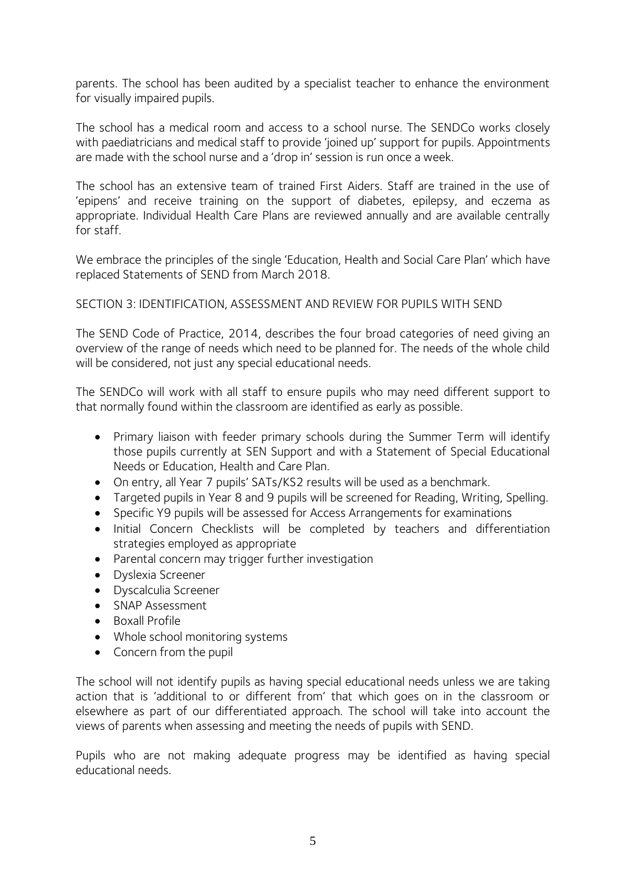parents. The school has been audited by a specialist teacher to enhance the environment for visually impaired pupils.

The school has a medical room and access to a school nurse. The SENDCo works closely with paediatricians and medical staff to provide 'joined up' support for pupils. Appointments are made with the school nurse and a 'drop in' session is run once a week.

The school has an extensive team of trained First Aiders. Staff are trained in the use of 'epipens' and receive training on the support of diabetes, epilepsy, and eczema as appropriate. Individual Health Care Plans are reviewed annually and are available centrally for staff.

We embrace the principles of the single 'Education, Health and Social Care Plan' which have replaced Statements of SEND from March 2018.

## SECTION 3: IDENTIFICATION, ASSESSMENT AND REVIEW FOR PUPILS WITH SEND

The SEND Code of Practice, 2014, describes the four broad categories of need giving an overview of the range of needs which need to be planned for. The needs of the whole child will be considered, not just any special educational needs.

The SENDCo will work with all staff to ensure pupils who may need different support to that normally found within the classroom are identified as early as possible.

- Primary liaison with feeder primary schools during the Summer Term will identify those pupils currently at SEN Support and with a Statement of Special Educational Needs or Education, Health and Care Plan.
- On entry, all Year 7 pupils' SATs/KS2 results will be used as a benchmark.
- Targeted pupils in Year 8 and 9 pupils will be screened for Reading, Writing, Spelling.
- Specific Y9 pupils will be assessed for Access Arrangements for examinations
- Initial Concern Checklists will be completed by teachers and differentiation strategies employed as appropriate
- Parental concern may trigger further investigation
- Dyslexia Screener
- Dyscalculia Screener
- SNAP Assessment
- Boxall Profile
- Whole school monitoring systems
- Concern from the pupil

The school will not identify pupils as having special educational needs unless we are taking action that is 'additional to or different from' that which goes on in the classroom or elsewhere as part of our differentiated approach. The school will take into account the views of parents when assessing and meeting the needs of pupils with SEND.

Pupils who are not making adequate progress may be identified as having special educational needs.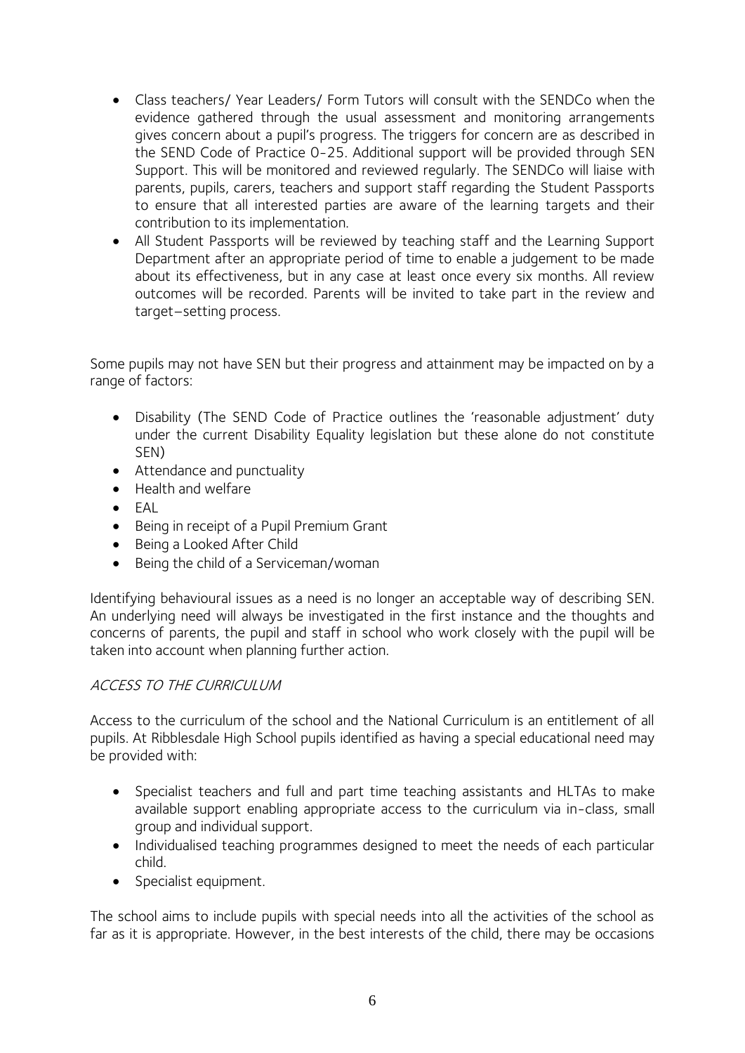- Class teachers/ Year Leaders/ Form Tutors will consult with the SENDCo when the evidence gathered through the usual assessment and monitoring arrangements gives concern about a pupil's progress. The triggers for concern are as described in the SEND Code of Practice 0-25. Additional support will be provided through SEN Support. This will be monitored and reviewed regularly. The SENDCo will liaise with parents, pupils, carers, teachers and support staff regarding the Student Passports to ensure that all interested parties are aware of the learning targets and their contribution to its implementation.
- All Student Passports will be reviewed by teaching staff and the Learning Support Department after an appropriate period of time to enable a judgement to be made about its effectiveness, but in any case at least once every six months. All review outcomes will be recorded. Parents will be invited to take part in the review and target–setting process.

Some pupils may not have SEN but their progress and attainment may be impacted on by a range of factors:

- Disability (The SEND Code of Practice outlines the 'reasonable adjustment' duty under the current Disability Equality legislation but these alone do not constitute SEN)
- Attendance and punctuality
- Health and welfare
- EAL
- Being in receipt of a Pupil Premium Grant
- Being a Looked After Child
- Being the child of a Serviceman/woman

Identifying behavioural issues as a need is no longer an acceptable way of describing SEN. An underlying need will always be investigated in the first instance and the thoughts and concerns of parents, the pupil and staff in school who work closely with the pupil will be taken into account when planning further action.

*ACCESS TO THE CURRICULUM*

Access to the curriculum of the school and the National Curriculum is an entitlement of all pupils. At Ribblesdale High School pupils identified as having a special educational need may be provided with:

- Specialist teachers and full and part time teaching assistants and HLTAs to make available support enabling appropriate access to the curriculum via in-class, small group and individual support.
- Individualised teaching programmes designed to meet the needs of each particular child.
- Specialist equipment.

The school aims to include pupils with special needs into all the activities of the school as far as it is appropriate. However, in the best interests of the child, there may be occasions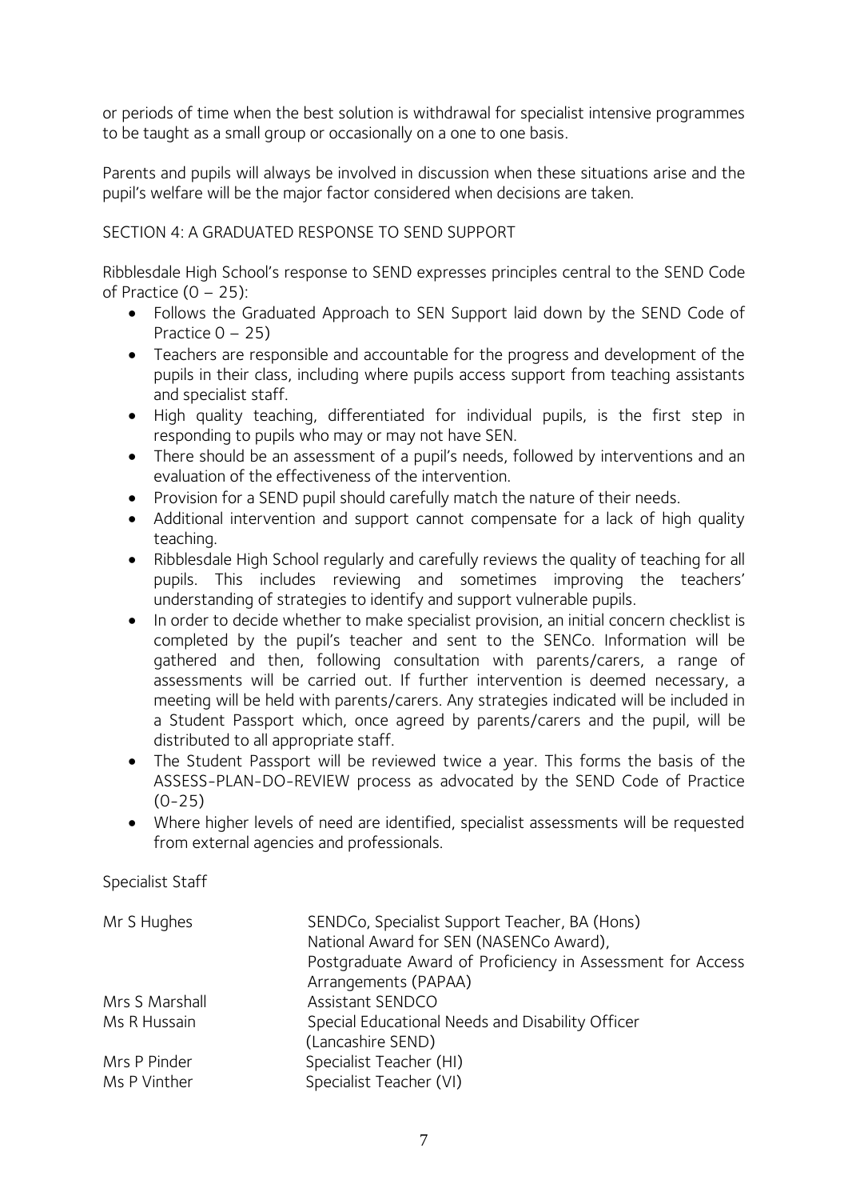or periods of time when the best solution is withdrawal for specialist intensive programmes to be taught as a small group or occasionally on a one to one basis.

Parents and pupils will always be involved in discussion when these situations arise and the pupil's welfare will be the major factor considered when decisions are taken.

## SECTION 4: A GRADUATED RESPONSE TO SEND SUPPORT

Ribblesdale High School's response to SEND expresses principles central to the SEND Code of Practice (0 – 25):

- Follows the Graduated Approach to SEN Support laid down by the SEND Code of Practice 0 – 25)
- Teachers are responsible and accountable for the progress and development of the pupils in their class, including where pupils access support from teaching assistants and specialist staff.
- High quality teaching, differentiated for individual pupils, is the first step in responding to pupils who may or may not have SEN.
- There should be an assessment of a pupil's needs, followed by interventions and an evaluation of the effectiveness of the intervention.
- Provision for a SEND pupil should carefully match the nature of their needs.
- Additional intervention and support cannot compensate for a lack of high quality teaching.
- Ribblesdale High School regularly and carefully reviews the quality of teaching for all pupils. This includes reviewing and sometimes improving the teachers' understanding of strategies to identify and support vulnerable pupils.
- In order to decide whether to make specialist provision, an initial concern checklist is completed by the pupil's teacher and sent to the SENCo. Information will be gathered and then, following consultation with parents/carers, a range of assessments will be carried out. If further intervention is deemed necessary, a meeting will be held with parents/carers. Any strategies indicated will be included in a Student Passport which, once agreed by parents/carers and the pupil, will be distributed to all appropriate staff.
- The Student Passport will be reviewed twice a year. This forms the basis of the ASSESS-PLAN-DO-REVIEW process as advocated by the SEND Code of Practice (0-25)
- Where higher levels of need are identified, specialist assessments will be requested from external agencies and professionals.

Specialist Staff

| | |
|---|---|
| Mr S Hughes | SENDCo, Specialist Support Teacher, BA (Hons)<br>National Award for SEN (NASENCo Award),<br>Postgraduate Award of Proficiency in Assessment for Access Arrangements (PAPAA) |
| Mrs S Marshall | Assistant SENDCO |
| Ms R Hussain | Special Educational Needs and Disability Officer<br>(Lancashire SEND) |
| Mrs P Pinder | Specialist Teacher (HI) |
| Ms P Vinther | Specialist Teacher (VI) |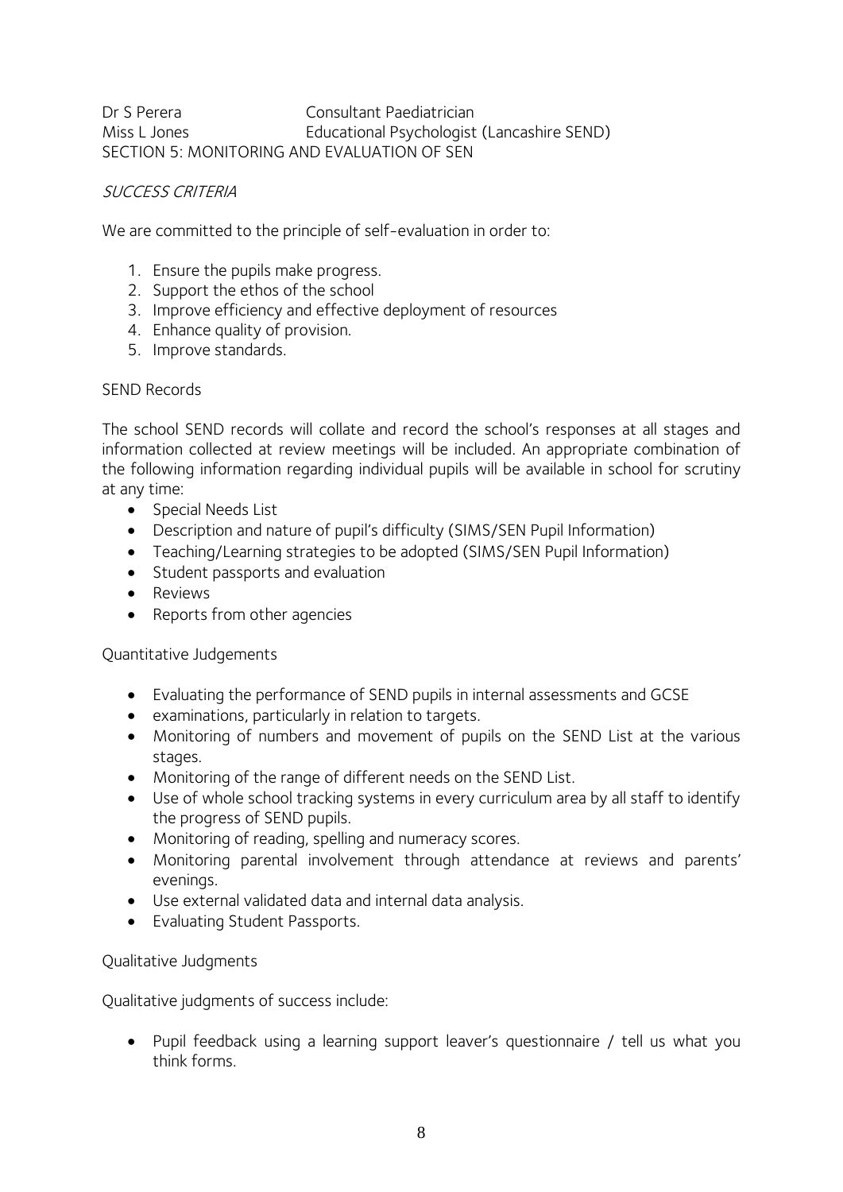Dr S Perera | Consultant Paediatrician
Miss L Jones | Educational Psychologist (Lancashire SEND)

SECTION 5: MONITORING AND EVALUATION OF SEN

*SUCCESS CRITERIA*

We are committed to the principle of self-evaluation in order to:

1. Ensure the pupils make progress.
2. Support the ethos of the school
3. Improve efficiency and effective deployment of resources
4. Enhance quality of provision.
5. Improve standards.

SEND Records

The school SEND records will collate and record the school's responses at all stages and information collected at review meetings will be included. An appropriate combination of the following information regarding individual pupils will be available in school for scrutiny at any time:

- Special Needs List
- Description and nature of pupil's difficulty (SIMS/SEN Pupil Information)
- Teaching/Learning strategies to be adopted (SIMS/SEN Pupil Information)
- Student passports and evaluation
- Reviews
- Reports from other agencies

Quantitative Judgements

- Evaluating the performance of SEND pupils in internal assessments and GCSE
- examinations, particularly in relation to targets.
- Monitoring of numbers and movement of pupils on the SEND List at the various stages.
- Monitoring of the range of different needs on the SEND List.
- Use of whole school tracking systems in every curriculum area by all staff to identify the progress of SEND pupils.
- Monitoring of reading, spelling and numeracy scores.
- Monitoring parental involvement through attendance at reviews and parents' evenings.
- Use external validated data and internal data analysis.
- Evaluating Student Passports.

Qualitative Judgments

Qualitative judgments of success include:

- Pupil feedback using a learning support leaver's questionnaire / tell us what you think forms.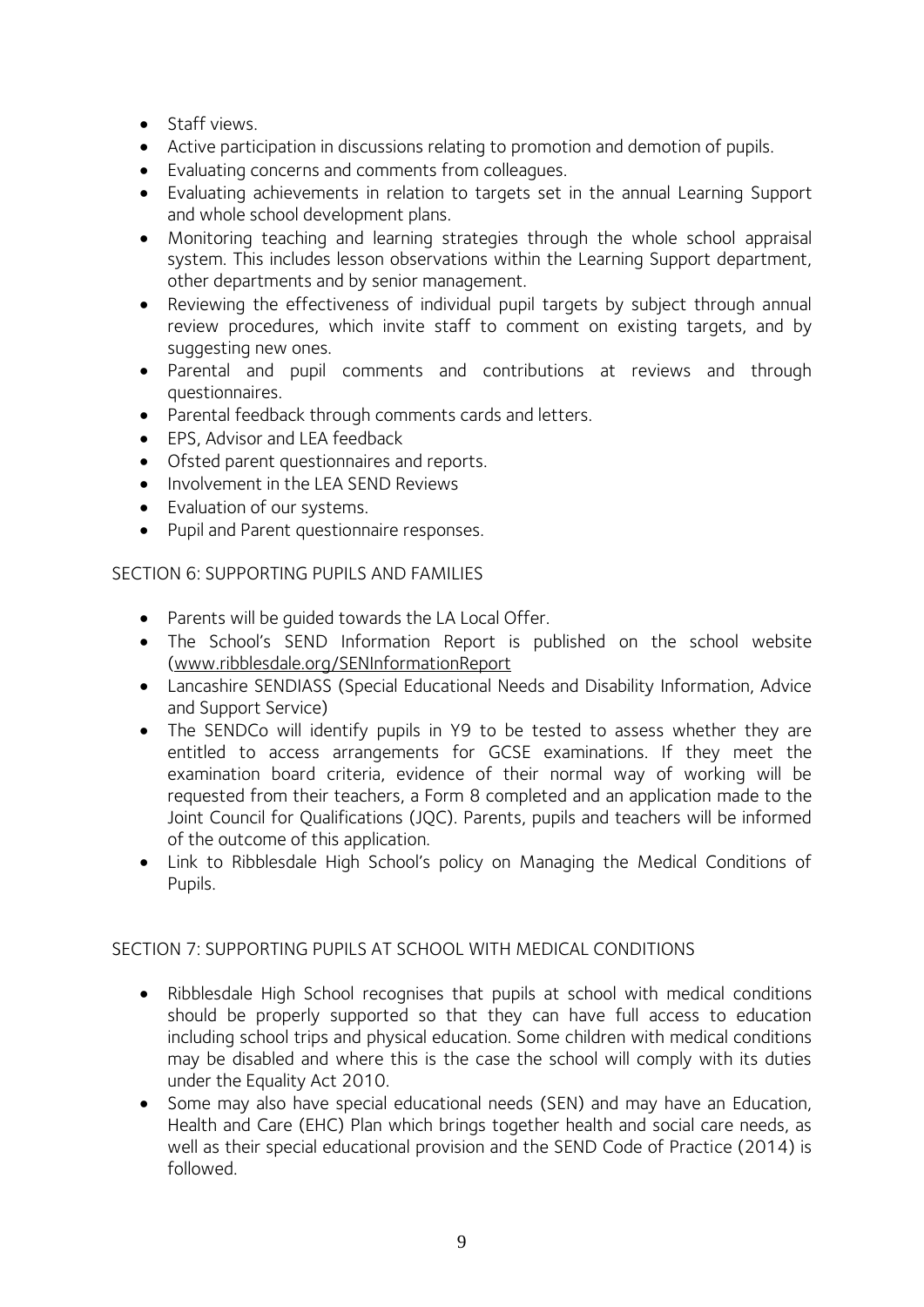- Staff views.
- Active participation in discussions relating to promotion and demotion of pupils.
- Evaluating concerns and comments from colleagues.
- Evaluating achievements in relation to targets set in the annual Learning Support and whole school development plans.
- Monitoring teaching and learning strategies through the whole school appraisal system. This includes lesson observations within the Learning Support department, other departments and by senior management.
- Reviewing the effectiveness of individual pupil targets by subject through annual review procedures, which invite staff to comment on existing targets, and by suggesting new ones.
- Parental and pupil comments and contributions at reviews and through questionnaires.
- Parental feedback through comments cards and letters.
- EPS, Advisor and LEA feedback
- Ofsted parent questionnaires and reports.
- Involvement in the LEA SEND Reviews
- Evaluation of our systems.
- Pupil and Parent questionnaire responses.

SECTION 6: SUPPORTING PUPILS AND FAMILIES

- Parents will be guided towards the LA Local Offer.
- The School's SEND Information Report is published on the school website (www.ribblesdale.org/SENInformationReport
- Lancashire SENDIASS (Special Educational Needs and Disability Information, Advice and Support Service)
- The SENDCo will identify pupils in Y9 to be tested to assess whether they are entitled to access arrangements for GCSE examinations. If they meet the examination board criteria, evidence of their normal way of working will be requested from their teachers, a Form 8 completed and an application made to the Joint Council for Qualifications (JQC). Parents, pupils and teachers will be informed of the outcome of this application.
- Link to Ribblesdale High School's policy on Managing the Medical Conditions of Pupils.

SECTION 7: SUPPORTING PUPILS AT SCHOOL WITH MEDICAL CONDITIONS

- Ribblesdale High School recognises that pupils at school with medical conditions should be properly supported so that they can have full access to education including school trips and physical education. Some children with medical conditions may be disabled and where this is the case the school will comply with its duties under the Equality Act 2010.
- Some may also have special educational needs (SEN) and may have an Education, Health and Care (EHC) Plan which brings together health and social care needs, as well as their special educational provision and the SEND Code of Practice (2014) is followed.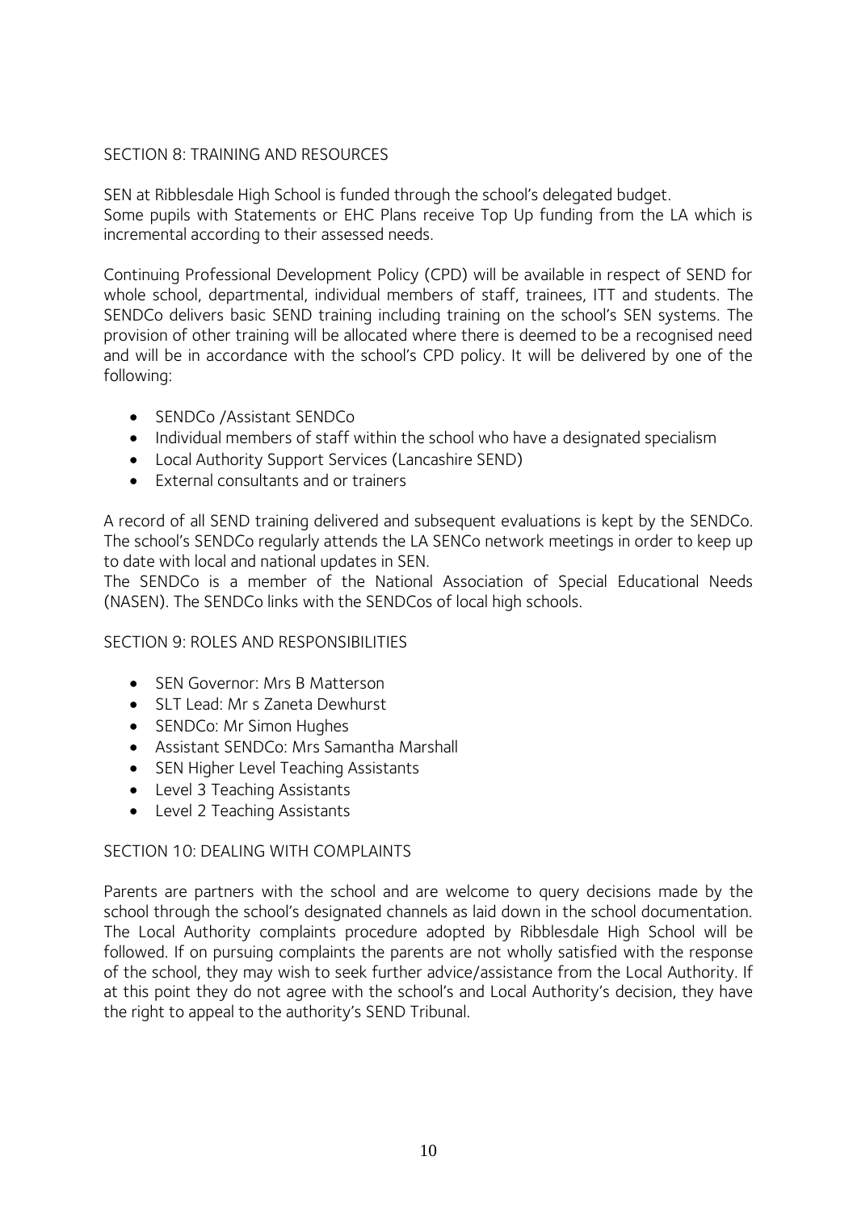## SECTION 8: TRAINING AND RESOURCES

SEN at Ribblesdale High School is funded through the school's delegated budget.
Some pupils with Statements or EHC Plans receive Top Up funding from the LA which is incremental according to their assessed needs.

Continuing Professional Development Policy (CPD) will be available in respect of SEND for whole school, departmental, individual members of staff, trainees, ITT and students. The SENDCo delivers basic SEND training including training on the school's SEN systems. The provision of other training will be allocated where there is deemed to be a recognised need and will be in accordance with the school's CPD policy. It will be delivered by one of the following:

- SENDCo /Assistant SENDCo
- Individual members of staff within the school who have a designated specialism
- Local Authority Support Services (Lancashire SEND)
- External consultants and or trainers

A record of all SEND training delivered and subsequent evaluations is kept by the SENDCo. The school's SENDCo regularly attends the LA SENCo network meetings in order to keep up to date with local and national updates in SEN.
The SENDCo is a member of the National Association of Special Educational Needs (NASEN). The SENDCo links with the SENDCos of local high schools.

## SECTION 9: ROLES AND RESPONSIBILITIES

- SEN Governor: Mrs B Matterson
- SLT Lead: Mr s Zaneta Dewhurst
- SENDCo: Mr Simon Hughes
- Assistant SENDCo: Mrs Samantha Marshall
- SEN Higher Level Teaching Assistants
- Level 3 Teaching Assistants
- Level 2 Teaching Assistants

## SECTION 10: DEALING WITH COMPLAINTS

Parents are partners with the school and are welcome to query decisions made by the school through the school's designated channels as laid down in the school documentation. The Local Authority complaints procedure adopted by Ribblesdale High School will be followed. If on pursuing complaints the parents are not wholly satisfied with the response of the school, they may wish to seek further advice/assistance from the Local Authority. If at this point they do not agree with the school's and Local Authority's decision, they have the right to appeal to the authority's SEND Tribunal.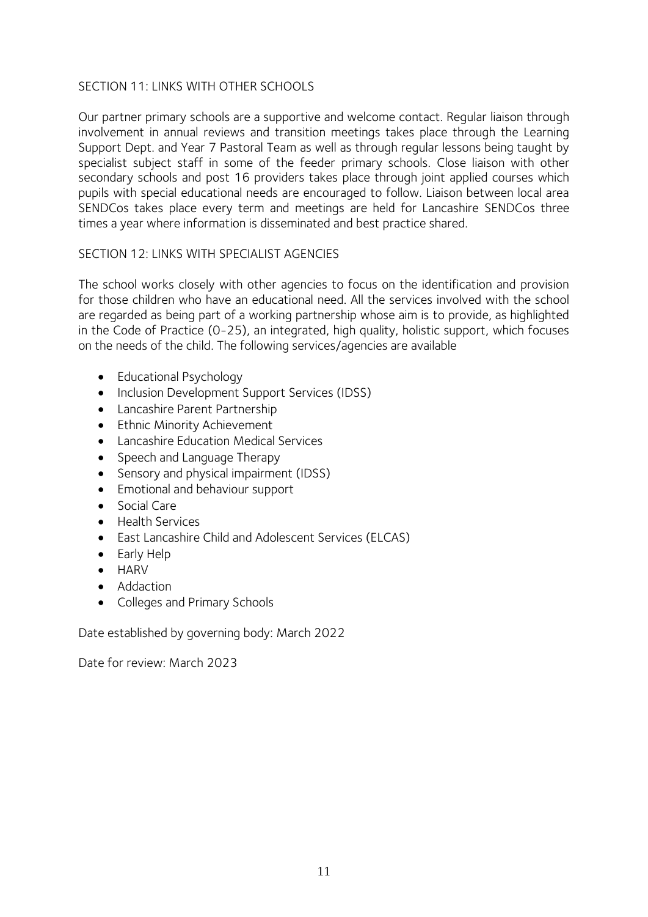## SECTION 11: LINKS WITH OTHER SCHOOLS

Our partner primary schools are a supportive and welcome contact. Regular liaison through involvement in annual reviews and transition meetings takes place through the Learning Support Dept. and Year 7 Pastoral Team as well as through regular lessons being taught by specialist subject staff in some of the feeder primary schools. Close liaison with other secondary schools and post 16 providers takes place through joint applied courses which pupils with special educational needs are encouraged to follow. Liaison between local area SENDCos takes place every term and meetings are held for Lancashire SENDCos three times a year where information is disseminated and best practice shared.

## SECTION 12: LINKS WITH SPECIALIST AGENCIES

The school works closely with other agencies to focus on the identification and provision for those children who have an educational need. All the services involved with the school are regarded as being part of a working partnership whose aim is to provide, as highlighted in the Code of Practice (0-25), an integrated, high quality, holistic support, which focuses on the needs of the child. The following services/agencies are available

- Educational Psychology
- Inclusion Development Support Services (IDSS)
- Lancashire Parent Partnership
- Ethnic Minority Achievement
- Lancashire Education Medical Services
- Speech and Language Therapy
- Sensory and physical impairment (IDSS)
- Emotional and behaviour support
- Social Care
- Health Services
- East Lancashire Child and Adolescent Services (ELCAS)
- Early Help
- HARV
- Addaction
- Colleges and Primary Schools

Date established by governing body: March 2022

Date for review: March 2023